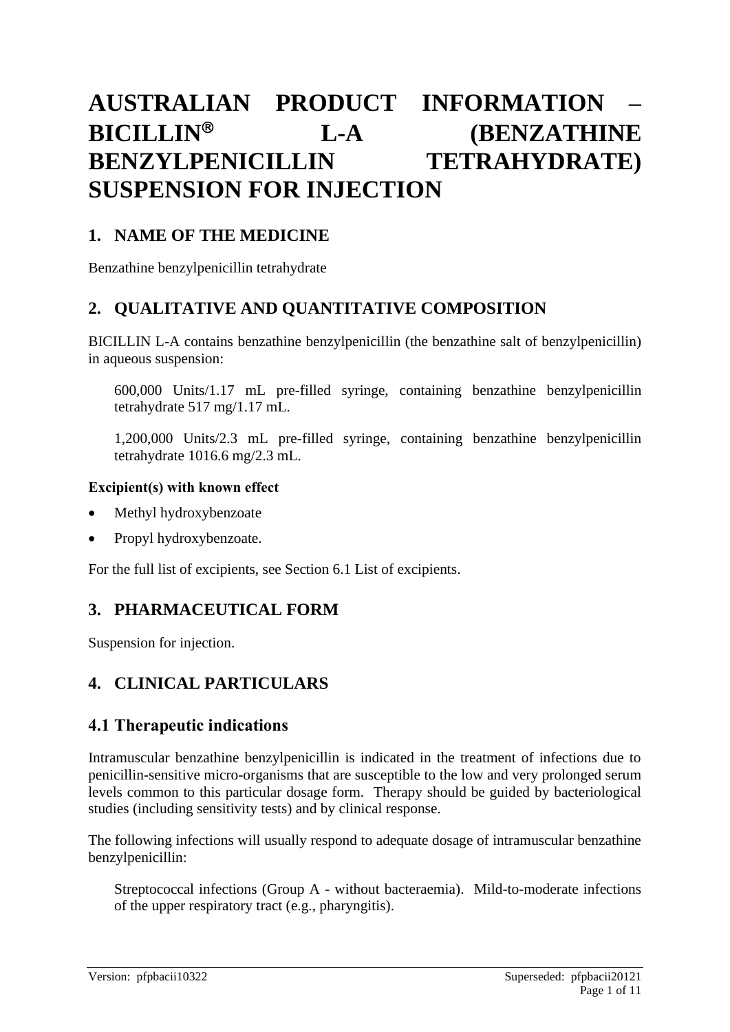# AUSTRALIAN PRODUCT INFORMATION – BICILLIN® L-A (BENZATHINE BENZYLPENICILLIN TETRAHYDRATE) SUSPENSION FOR INJECTION

## 1. NAME OF THE MEDICINE

Benzathine benzylpenicillin tetrahydrate

## 2. QUALITATIVE AND QUANTITATIVE COMPOSITION

BICILLIN L-A contains benzathine benzylpenicillin (the benzathine salt of benzylpenicillin) in aqueous suspension:

> 600,000 Units/1.17 mL pre-filled syringe, containing benzathine benzylpenicillin tetrahydrate 517 mg/1.17 mL.
>
> 1,200,000 Units/2.3 mL pre-filled syringe, containing benzathine benzylpenicillin tetrahydrate 1016.6 mg/2.3 mL.

**Excipient(s) with known effect**

- Methyl hydroxybenzoate
- Propyl hydroxybenzoate.

For the full list of excipients, see Section 6.1 List of excipients.

## 3. PHARMACEUTICAL FORM

Suspension for injection.

## 4. CLINICAL PARTICULARS

## 4.1 Therapeutic indications

Intramuscular benzathine benzylpenicillin is indicated in the treatment of infections due to penicillin-sensitive micro-organisms that are susceptible to the low and very prolonged serum levels common to this particular dosage form. Therapy should be guided by bacteriological studies (including sensitivity tests) and by clinical response.

The following infections will usually respond to adequate dosage of intramuscular benzathine benzylpenicillin:

> Streptococcal infections (Group A - without bacteraemia). Mild-to-moderate infections of the upper respiratory tract (e.g., pharyngitis).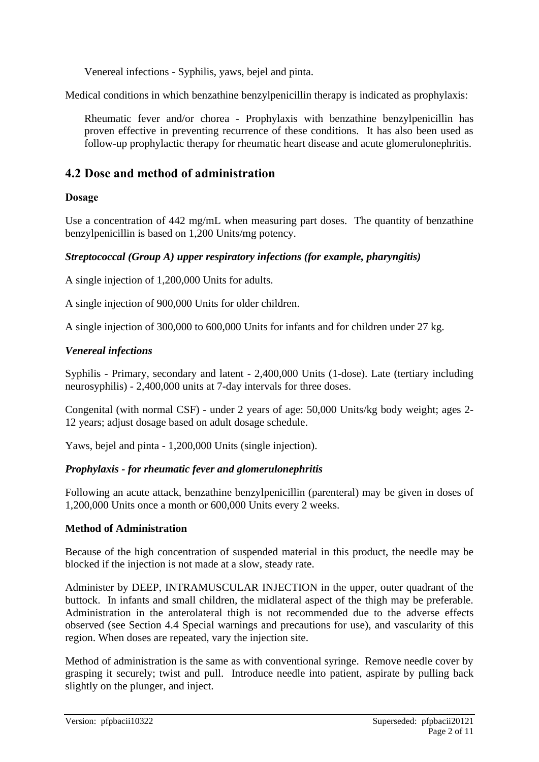Venereal infections - Syphilis, yaws, bejel and pinta.

Medical conditions in which benzathine benzylpenicillin therapy is indicated as prophylaxis:

Rheumatic fever and/or chorea - Prophylaxis with benzathine benzylpenicillin has proven effective in preventing recurrence of these conditions. It has also been used as follow-up prophylactic therapy for rheumatic heart disease and acute glomerulonephritis.

## 4.2 Dose and method of administration

### Dosage

Use a concentration of 442 mg/mL when measuring part doses. The quantity of benzathine benzylpenicillin is based on 1,200 Units/mg potency.

***Streptococcal (Group A) upper respiratory infections (for example, pharyngitis)***

A single injection of 1,200,000 Units for adults.

A single injection of 900,000 Units for older children.

A single injection of 300,000 to 600,000 Units for infants and for children under 27 kg.

***Venereal infections***

Syphilis - Primary, secondary and latent - 2,400,000 Units (1-dose). Late (tertiary including neurosyphilis) - 2,400,000 units at 7-day intervals for three doses.

Congenital (with normal CSF) - under 2 years of age: 50,000 Units/kg body weight; ages 2-12 years; adjust dosage based on adult dosage schedule.

Yaws, bejel and pinta - 1,200,000 Units (single injection).

***Prophylaxis - for rheumatic fever and glomerulonephritis***

Following an acute attack, benzathine benzylpenicillin (parenteral) may be given in doses of 1,200,000 Units once a month or 600,000 Units every 2 weeks.

### Method of Administration

Because of the high concentration of suspended material in this product, the needle may be blocked if the injection is not made at a slow, steady rate.

Administer by DEEP, INTRAMUSCULAR INJECTION in the upper, outer quadrant of the buttock. In infants and small children, the midlateral aspect of the thigh may be preferable. Administration in the anterolateral thigh is not recommended due to the adverse effects observed (see Section 4.4 Special warnings and precautions for use), and vascularity of this region. When doses are repeated, vary the injection site.

Method of administration is the same as with conventional syringe. Remove needle cover by grasping it securely; twist and pull. Introduce needle into patient, aspirate by pulling back slightly on the plunger, and inject.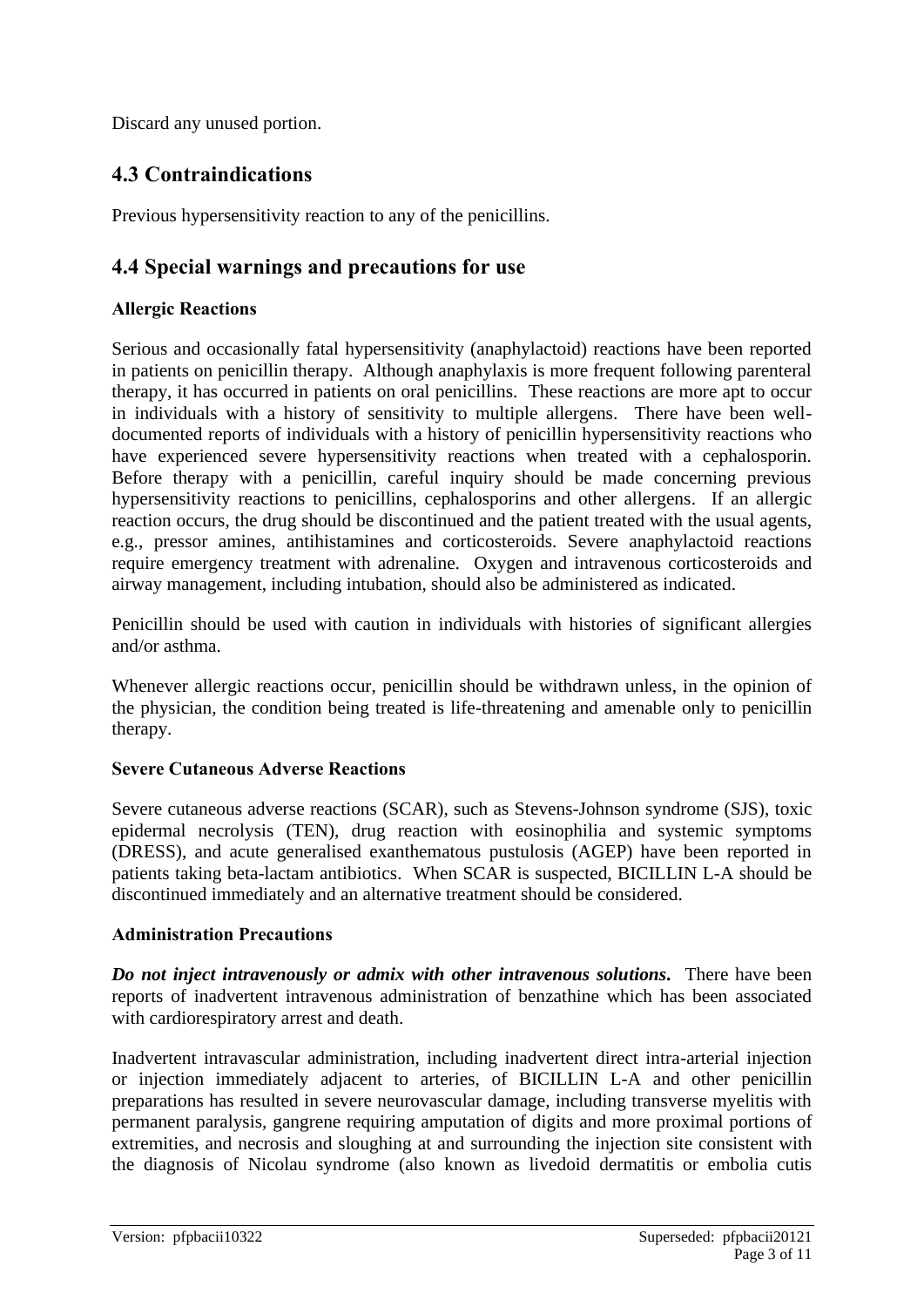Discard any unused portion.

## 4.3 Contraindications

Previous hypersensitivity reaction to any of the penicillins.

## 4.4 Special warnings and precautions for use

### Allergic Reactions

Serious and occasionally fatal hypersensitivity (anaphylactoid) reactions have been reported in patients on penicillin therapy. Although anaphylaxis is more frequent following parenteral therapy, it has occurred in patients on oral penicillins. These reactions are more apt to occur in individuals with a history of sensitivity to multiple allergens. There have been well-documented reports of individuals with a history of penicillin hypersensitivity reactions who have experienced severe hypersensitivity reactions when treated with a cephalosporin. Before therapy with a penicillin, careful inquiry should be made concerning previous hypersensitivity reactions to penicillins, cephalosporins and other allergens. If an allergic reaction occurs, the drug should be discontinued and the patient treated with the usual agents, e.g., pressor amines, antihistamines and corticosteroids. Severe anaphylactoid reactions require emergency treatment with adrenaline. Oxygen and intravenous corticosteroids and airway management, including intubation, should also be administered as indicated.

Penicillin should be used with caution in individuals with histories of significant allergies and/or asthma.

Whenever allergic reactions occur, penicillin should be withdrawn unless, in the opinion of the physician, the condition being treated is life-threatening and amenable only to penicillin therapy.

### Severe Cutaneous Adverse Reactions

Severe cutaneous adverse reactions (SCAR), such as Stevens-Johnson syndrome (SJS), toxic epidermal necrolysis (TEN), drug reaction with eosinophilia and systemic symptoms (DRESS), and acute generalised exanthematous pustulosis (AGEP) have been reported in patients taking beta-lactam antibiotics. When SCAR is suspected, BICILLIN L-A should be discontinued immediately and an alternative treatment should be considered.

### Administration Precautions

***Do not inject intravenously or admix with other intravenous solutions.*** There have been reports of inadvertent intravenous administration of benzathine which has been associated with cardiorespiratory arrest and death.

Inadvertent intravascular administration, including inadvertent direct intra-arterial injection or injection immediately adjacent to arteries, of BICILLIN L-A and other penicillin preparations has resulted in severe neurovascular damage, including transverse myelitis with permanent paralysis, gangrene requiring amputation of digits and more proximal portions of extremities, and necrosis and sloughing at and surrounding the injection site consistent with the diagnosis of Nicolau syndrome (also known as livedoid dermatitis or embolia cutis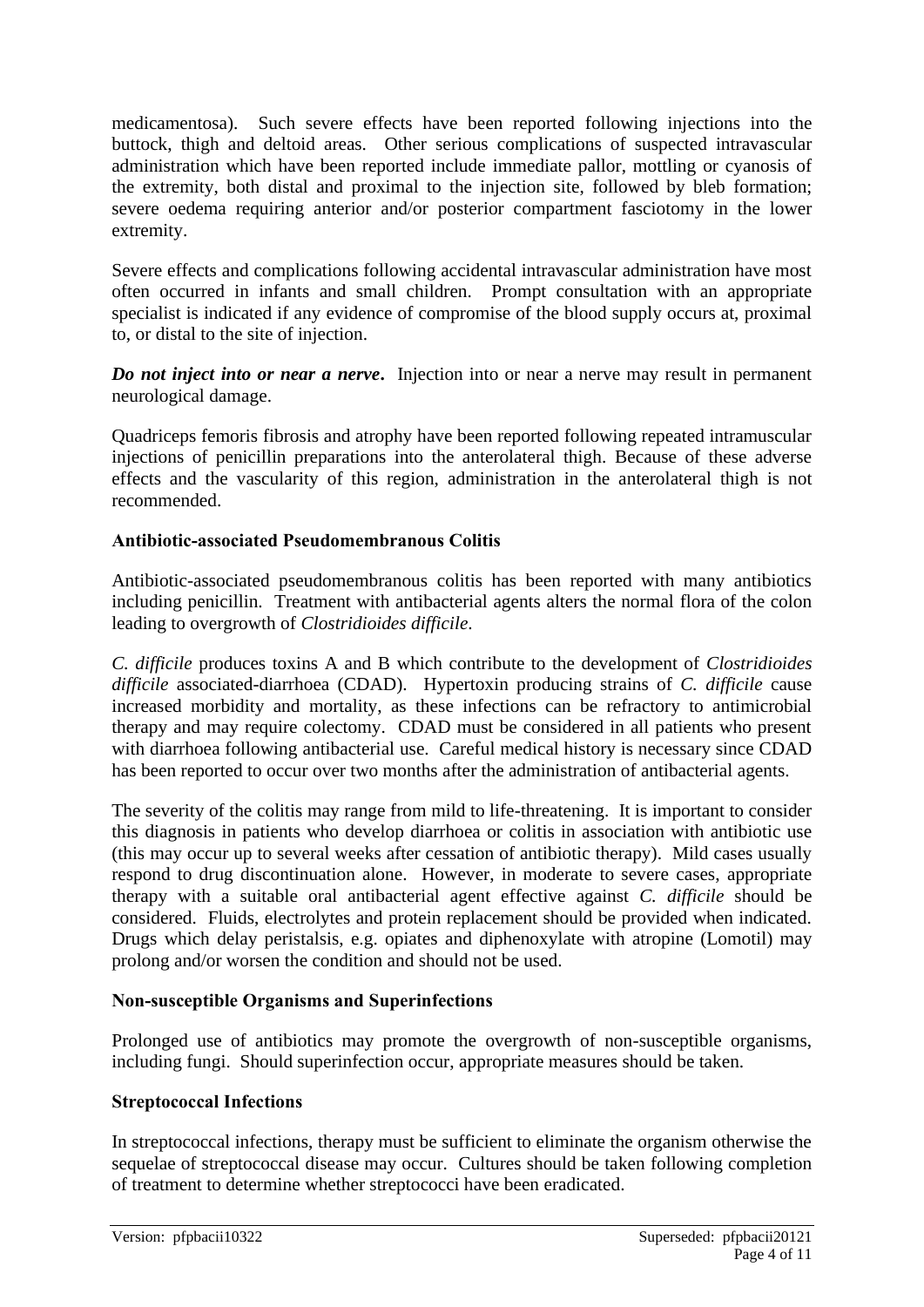medicamentosa). Such severe effects have been reported following injections into the buttock, thigh and deltoid areas. Other serious complications of suspected intravascular administration which have been reported include immediate pallor, mottling or cyanosis of the extremity, both distal and proximal to the injection site, followed by bleb formation; severe oedema requiring anterior and/or posterior compartment fasciotomy in the lower extremity.

Severe effects and complications following accidental intravascular administration have most often occurred in infants and small children. Prompt consultation with an appropriate specialist is indicated if any evidence of compromise of the blood supply occurs at, proximal to, or distal to the site of injection.

***Do not inject into or near a nerve*.** Injection into or near a nerve may result in permanent neurological damage.

Quadriceps femoris fibrosis and atrophy have been reported following repeated intramuscular injections of penicillin preparations into the anterolateral thigh. Because of these adverse effects and the vascularity of this region, administration in the anterolateral thigh is not recommended.

**Antibiotic-associated Pseudomembranous Colitis**

Antibiotic-associated pseudomembranous colitis has been reported with many antibiotics including penicillin. Treatment with antibacterial agents alters the normal flora of the colon leading to overgrowth of *Clostridioides difficile*.

*C. difficile* produces toxins A and B which contribute to the development of *Clostridioides difficile* associated-diarrhoea (CDAD). Hypertoxin producing strains of *C. difficile* cause increased morbidity and mortality, as these infections can be refractory to antimicrobial therapy and may require colectomy. CDAD must be considered in all patients who present with diarrhoea following antibacterial use. Careful medical history is necessary since CDAD has been reported to occur over two months after the administration of antibacterial agents.

The severity of the colitis may range from mild to life-threatening. It is important to consider this diagnosis in patients who develop diarrhoea or colitis in association with antibiotic use (this may occur up to several weeks after cessation of antibiotic therapy). Mild cases usually respond to drug discontinuation alone. However, in moderate to severe cases, appropriate therapy with a suitable oral antibacterial agent effective against *C. difficile* should be considered. Fluids, electrolytes and protein replacement should be provided when indicated. Drugs which delay peristalsis, e.g. opiates and diphenoxylate with atropine (Lomotil) may prolong and/or worsen the condition and should not be used.

**Non-susceptible Organisms and Superinfections**

Prolonged use of antibiotics may promote the overgrowth of non-susceptible organisms, including fungi. Should superinfection occur, appropriate measures should be taken.

**Streptococcal Infections**

In streptococcal infections, therapy must be sufficient to eliminate the organism otherwise the sequelae of streptococcal disease may occur. Cultures should be taken following completion of treatment to determine whether streptococci have been eradicated.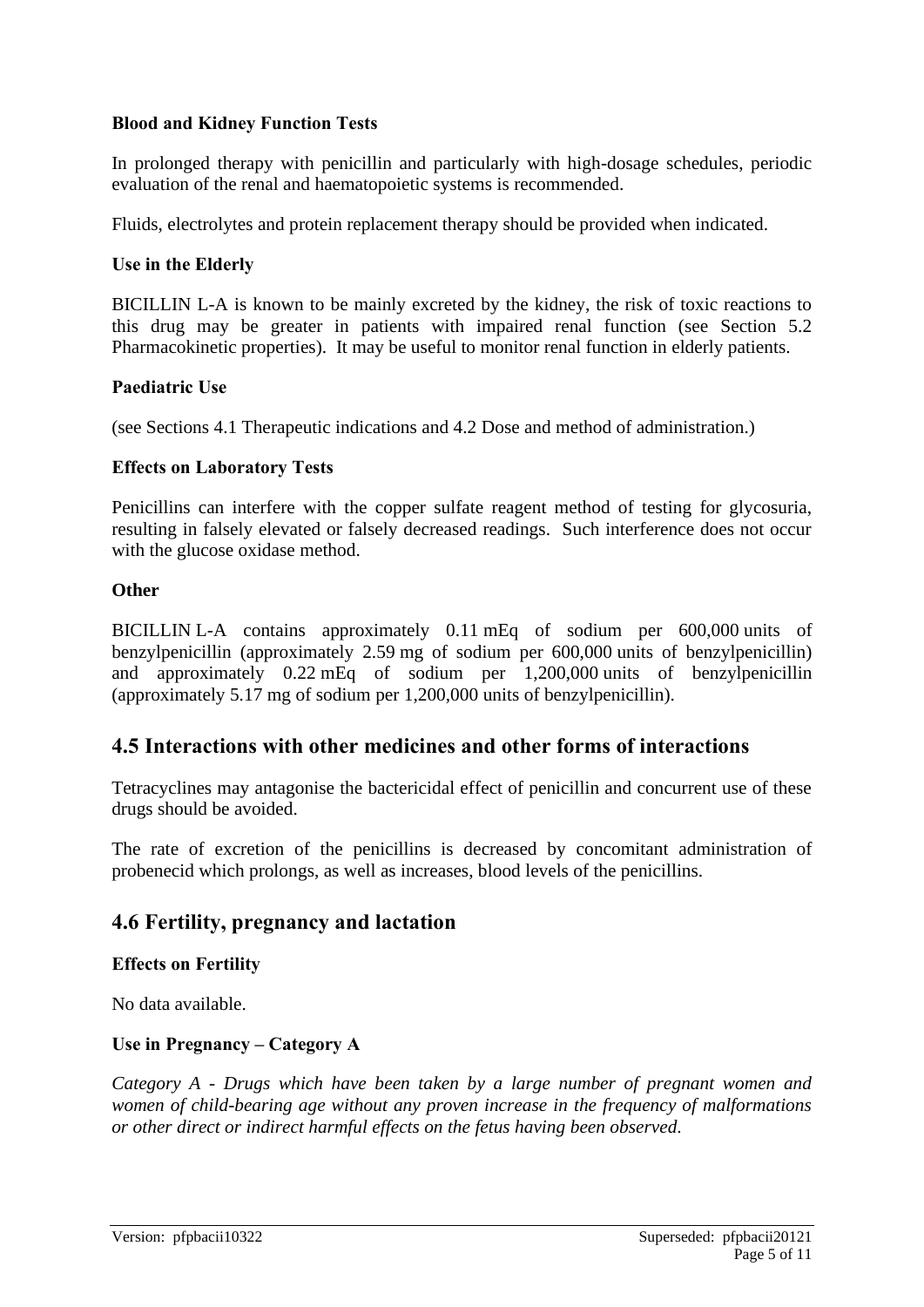### Blood and Kidney Function Tests

In prolonged therapy with penicillin and particularly with high-dosage schedules, periodic evaluation of the renal and haematopoietic systems is recommended.

Fluids, electrolytes and protein replacement therapy should be provided when indicated.

### Use in the Elderly

BICILLIN L-A is known to be mainly excreted by the kidney, the risk of toxic reactions to this drug may be greater in patients with impaired renal function (see Section 5.2 Pharmacokinetic properties). It may be useful to monitor renal function in elderly patients.

### Paediatric Use

(see Sections 4.1 Therapeutic indications and 4.2 Dose and method of administration.)

### Effects on Laboratory Tests

Penicillins can interfere with the copper sulfate reagent method of testing for glycosuria, resulting in falsely elevated or falsely decreased readings. Such interference does not occur with the glucose oxidase method.

### Other

BICILLIN L-A contains approximately 0.11 mEq of sodium per 600,000 units of benzylpenicillin (approximately 2.59 mg of sodium per 600,000 units of benzylpenicillin) and approximately 0.22 mEq of sodium per 1,200,000 units of benzylpenicillin (approximately 5.17 mg of sodium per 1,200,000 units of benzylpenicillin).

## 4.5 Interactions with other medicines and other forms of interactions

Tetracyclines may antagonise the bactericidal effect of penicillin and concurrent use of these drugs should be avoided.

The rate of excretion of the penicillins is decreased by concomitant administration of probenecid which prolongs, as well as increases, blood levels of the penicillins.

## 4.6 Fertility, pregnancy and lactation

### Effects on Fertility

No data available.

### Use in Pregnancy – Category A

*Category A - Drugs which have been taken by a large number of pregnant women and women of child-bearing age without any proven increase in the frequency of malformations or other direct or indirect harmful effects on the fetus having been observed.*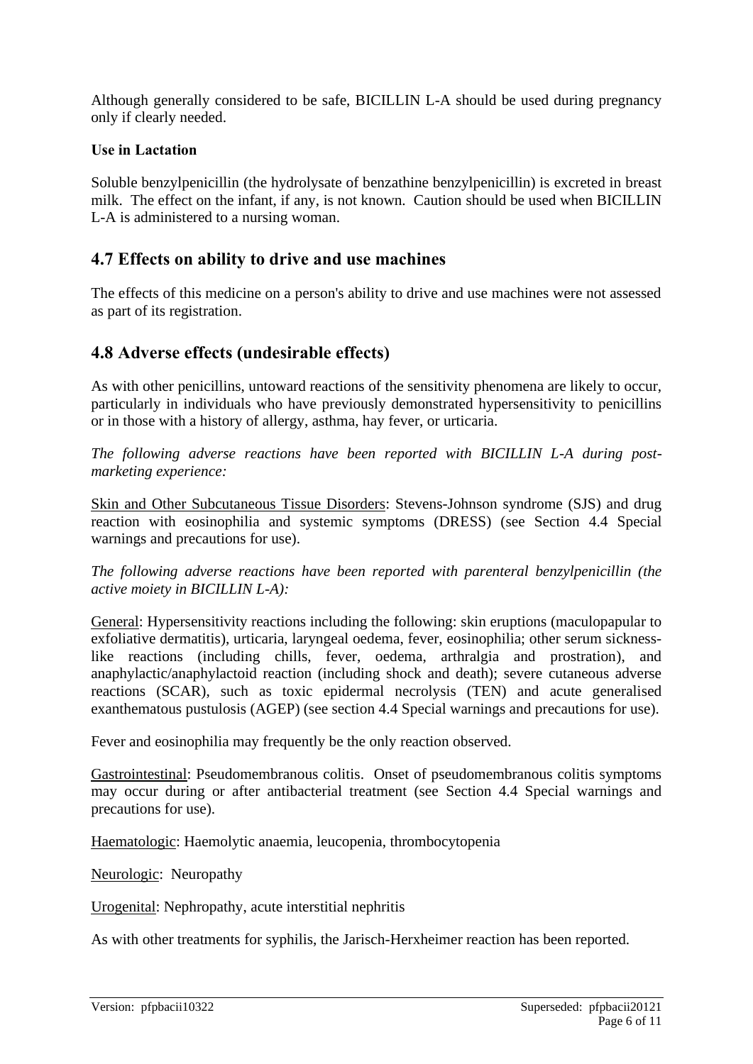Although generally considered to be safe, BICILLIN L-A should be used during pregnancy only if clearly needed.

**Use in Lactation**

Soluble benzylpenicillin (the hydrolysate of benzathine benzylpenicillin) is excreted in breast milk. The effect on the infant, if any, is not known. Caution should be used when BICILLIN L-A is administered to a nursing woman.

## 4.7 Effects on ability to drive and use machines

The effects of this medicine on a person's ability to drive and use machines were not assessed as part of its registration.

## 4.8 Adverse effects (undesirable effects)

As with other penicillins, untoward reactions of the sensitivity phenomena are likely to occur, particularly in individuals who have previously demonstrated hypersensitivity to penicillins or in those with a history of allergy, asthma, hay fever, or urticaria.

*The following adverse reactions have been reported with BICILLIN L-A during post-marketing experience:*

Skin and Other Subcutaneous Tissue Disorders: Stevens-Johnson syndrome (SJS) and drug reaction with eosinophilia and systemic symptoms (DRESS) (see Section 4.4 Special warnings and precautions for use).

*The following adverse reactions have been reported with parenteral benzylpenicillin (the active moiety in BICILLIN L-A):*

General: Hypersensitivity reactions including the following: skin eruptions (maculopapular to exfoliative dermatitis), urticaria, laryngeal oedema, fever, eosinophilia; other serum sickness-like reactions (including chills, fever, oedema, arthralgia and prostration), and anaphylactic/anaphylactoid reaction (including shock and death); severe cutaneous adverse reactions (SCAR), such as toxic epidermal necrolysis (TEN) and acute generalised exanthematous pustulosis (AGEP) (see section 4.4 Special warnings and precautions for use).

Fever and eosinophilia may frequently be the only reaction observed.

Gastrointestinal: Pseudomembranous colitis. Onset of pseudomembranous colitis symptoms may occur during or after antibacterial treatment (see Section 4.4 Special warnings and precautions for use).

Haematologic: Haemolytic anaemia, leucopenia, thrombocytopenia

Neurologic: Neuropathy

Urogenital: Nephropathy, acute interstitial nephritis

As with other treatments for syphilis, the Jarisch-Herxheimer reaction has been reported.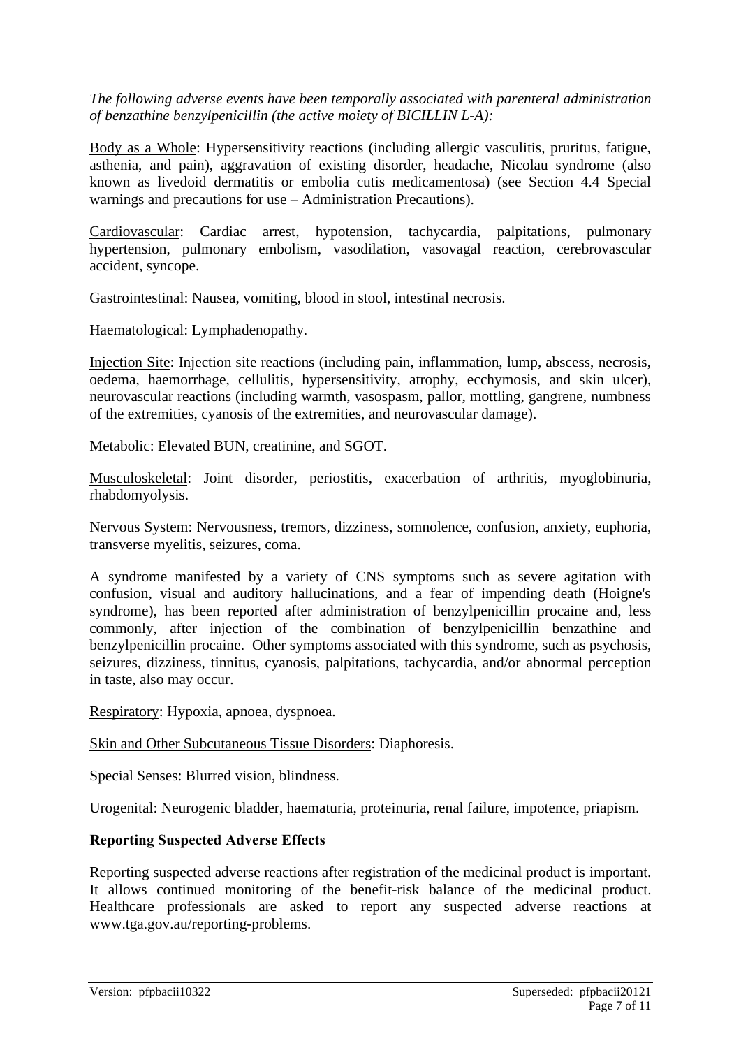*The following adverse events have been temporally associated with parenteral administration of benzathine benzylpenicillin (the active moiety of BICILLIN L-A):*

Body as a Whole: Hypersensitivity reactions (including allergic vasculitis, pruritus, fatigue, asthenia, and pain), aggravation of existing disorder, headache, Nicolau syndrome (also known as livedoid dermatitis or embolia cutis medicamentosa) (see Section 4.4 Special warnings and precautions for use – Administration Precautions).

Cardiovascular: Cardiac arrest, hypotension, tachycardia, palpitations, pulmonary hypertension, pulmonary embolism, vasodilation, vasovagal reaction, cerebrovascular accident, syncope.

Gastrointestinal: Nausea, vomiting, blood in stool, intestinal necrosis.

Haematological: Lymphadenopathy.

Injection Site: Injection site reactions (including pain, inflammation, lump, abscess, necrosis, oedema, haemorrhage, cellulitis, hypersensitivity, atrophy, ecchymosis, and skin ulcer), neurovascular reactions (including warmth, vasospasm, pallor, mottling, gangrene, numbness of the extremities, cyanosis of the extremities, and neurovascular damage).

Metabolic: Elevated BUN, creatinine, and SGOT.

Musculoskeletal: Joint disorder, periostitis, exacerbation of arthritis, myoglobinuria, rhabdomyolysis.

Nervous System: Nervousness, tremors, dizziness, somnolence, confusion, anxiety, euphoria, transverse myelitis, seizures, coma.

A syndrome manifested by a variety of CNS symptoms such as severe agitation with confusion, visual and auditory hallucinations, and a fear of impending death (Hoigne's syndrome), has been reported after administration of benzylpenicillin procaine and, less commonly, after injection of the combination of benzylpenicillin benzathine and benzylpenicillin procaine. Other symptoms associated with this syndrome, such as psychosis, seizures, dizziness, tinnitus, cyanosis, palpitations, tachycardia, and/or abnormal perception in taste, also may occur.

Respiratory: Hypoxia, apnoea, dyspnoea.

Skin and Other Subcutaneous Tissue Disorders: Diaphoresis.

Special Senses: Blurred vision, blindness.

Urogenital: Neurogenic bladder, haematuria, proteinuria, renal failure, impotence, priapism.

**Reporting Suspected Adverse Effects**

Reporting suspected adverse reactions after registration of the medicinal product is important. It allows continued monitoring of the benefit-risk balance of the medicinal product. Healthcare professionals are asked to report any suspected adverse reactions at www.tga.gov.au/reporting-problems.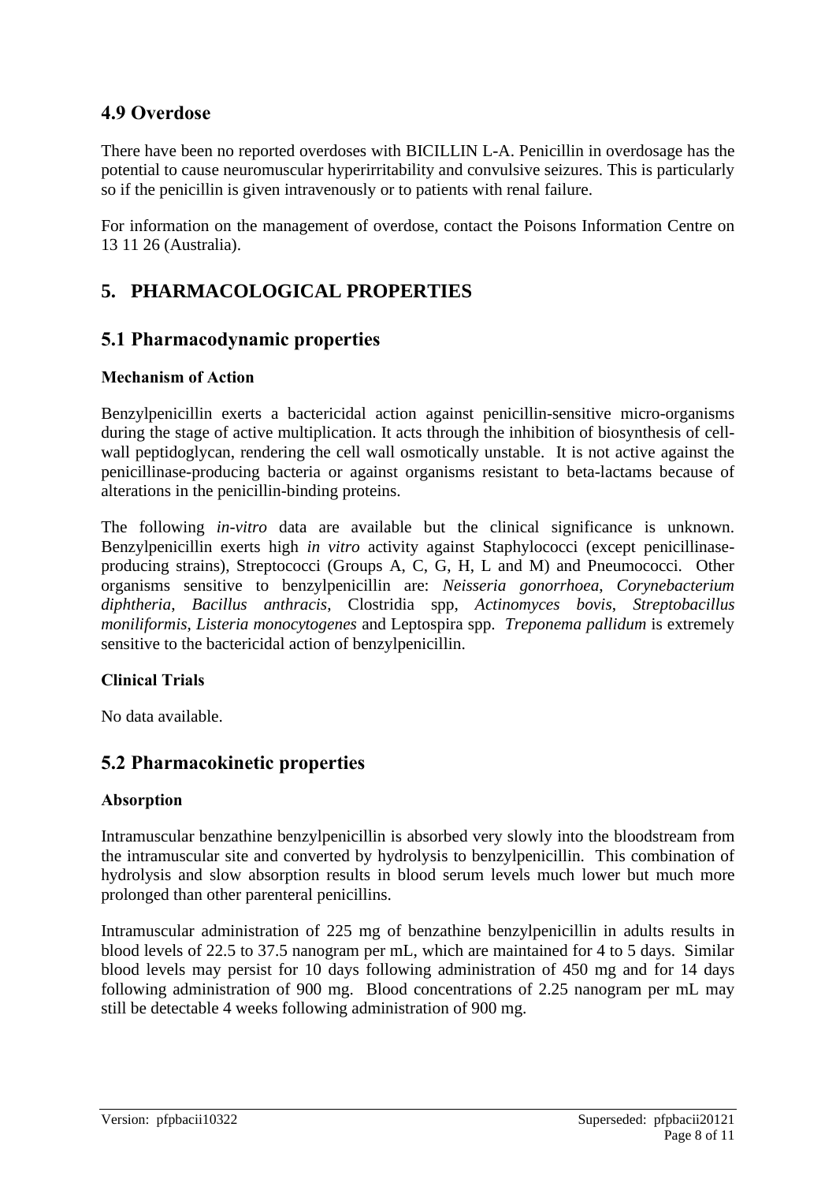## 4.9 Overdose

There have been no reported overdoses with BICILLIN L-A. Penicillin in overdosage has the potential to cause neuromuscular hyperirritability and convulsive seizures. This is particularly so if the penicillin is given intravenously or to patients with renal failure.

For information on the management of overdose, contact the Poisons Information Centre on 13 11 26 (Australia).

# 5. PHARMACOLOGICAL PROPERTIES

## 5.1 Pharmacodynamic properties

### Mechanism of Action

Benzylpenicillin exerts a bactericidal action against penicillin-sensitive micro-organisms during the stage of active multiplication. It acts through the inhibition of biosynthesis of cell-wall peptidoglycan, rendering the cell wall osmotically unstable. It is not active against the penicillinase-producing bacteria or against organisms resistant to beta-lactams because of alterations in the penicillin-binding proteins.

The following *in-vitro* data are available but the clinical significance is unknown. Benzylpenicillin exerts high *in vitro* activity against Staphylococci (except penicillinase-producing strains), Streptococci (Groups A, C, G, H, L and M) and Pneumococci. Other organisms sensitive to benzylpenicillin are: *Neisseria gonorrhoea*, *Corynebacterium diphtheria*, *Bacillus anthracis*, Clostridia spp, *Actinomyces bovis*, *Streptobacillus moniliformis*, *Listeria monocytogenes* and Leptospira spp. *Treponema pallidum* is extremely sensitive to the bactericidal action of benzylpenicillin.

### Clinical Trials

No data available.

## 5.2 Pharmacokinetic properties

### Absorption

Intramuscular benzathine benzylpenicillin is absorbed very slowly into the bloodstream from the intramuscular site and converted by hydrolysis to benzylpenicillin. This combination of hydrolysis and slow absorption results in blood serum levels much lower but much more prolonged than other parenteral penicillins.

Intramuscular administration of 225 mg of benzathine benzylpenicillin in adults results in blood levels of 22.5 to 37.5 nanogram per mL, which are maintained for 4 to 5 days. Similar blood levels may persist for 10 days following administration of 450 mg and for 14 days following administration of 900 mg. Blood concentrations of 2.25 nanogram per mL may still be detectable 4 weeks following administration of 900 mg.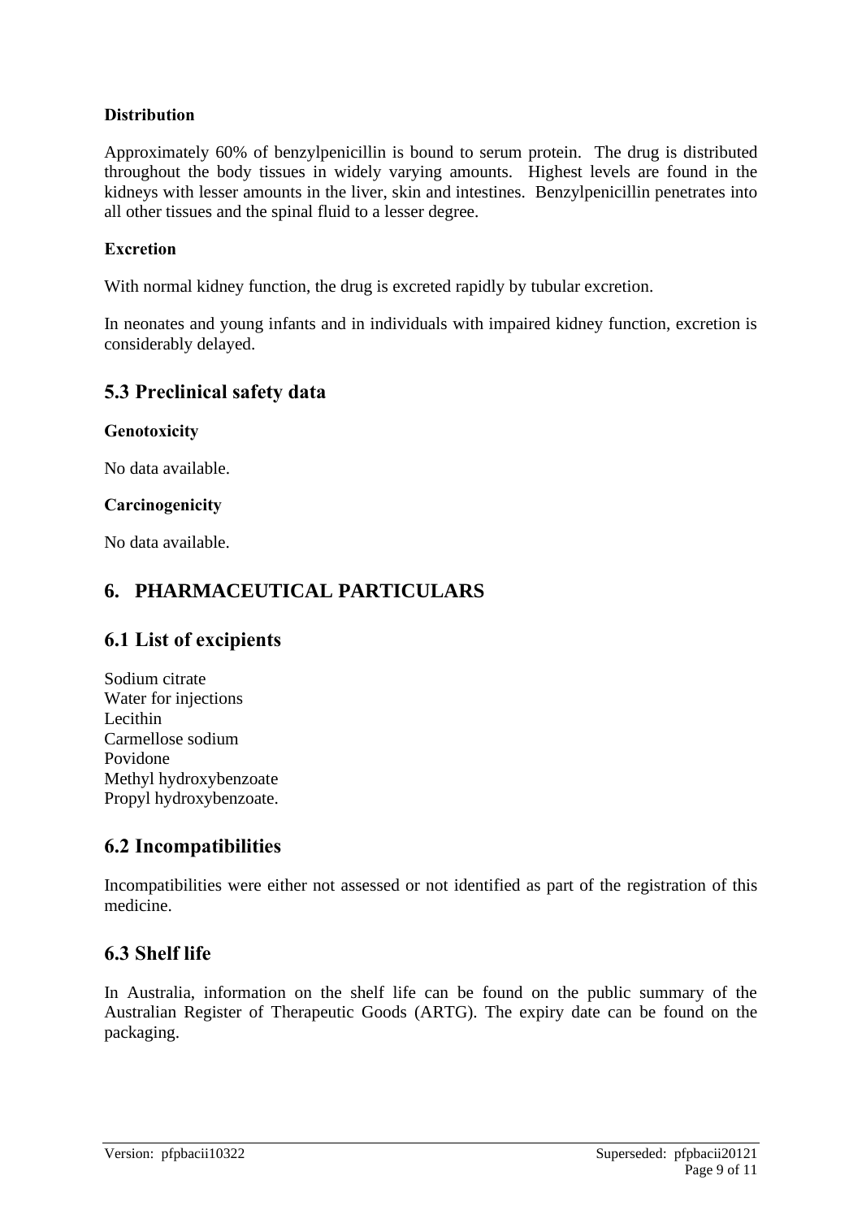#### Distribution

Approximately 60% of benzylpenicillin is bound to serum protein. The drug is distributed throughout the body tissues in widely varying amounts. Highest levels are found in the kidneys with lesser amounts in the liver, skin and intestines. Benzylpenicillin penetrates into all other tissues and the spinal fluid to a lesser degree.

#### Excretion

With normal kidney function, the drug is excreted rapidly by tubular excretion.

In neonates and young infants and in individuals with impaired kidney function, excretion is considerably delayed.

## 5.3 Preclinical safety data

#### Genotoxicity

No data available.

#### Carcinogenicity

No data available.

# 6. PHARMACEUTICAL PARTICULARS

## 6.1 List of excipients

Sodium citrate
Water for injections
Lecithin
Carmellose sodium
Povidone
Methyl hydroxybenzoate
Propyl hydroxybenzoate.

## 6.2 Incompatibilities

Incompatibilities were either not assessed or not identified as part of the registration of this medicine.

## 6.3 Shelf life

In Australia, information on the shelf life can be found on the public summary of the Australian Register of Therapeutic Goods (ARTG). The expiry date can be found on the packaging.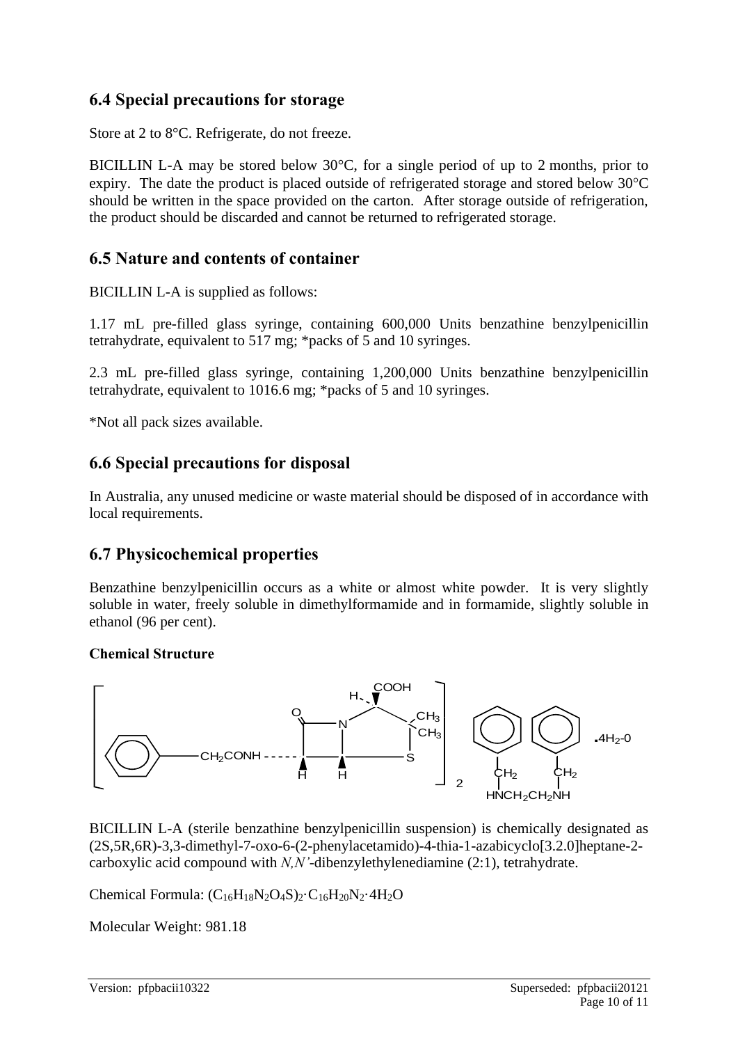## 6.4 Special precautions for storage

Store at 2 to 8°C. Refrigerate, do not freeze.

BICILLIN L-A may be stored below 30°C, for a single period of up to 2 months, prior to expiry. The date the product is placed outside of refrigerated storage and stored below 30°C should be written in the space provided on the carton. After storage outside of refrigeration, the product should be discarded and cannot be returned to refrigerated storage.

## 6.5 Nature and contents of container

BICILLIN L-A is supplied as follows:

1.17 mL pre-filled glass syringe, containing 600,000 Units benzathine benzylpenicillin tetrahydrate, equivalent to 517 mg; *packs of 5 and 10 syringes.

2.3 mL pre-filled glass syringe, containing 1,200,000 Units benzathine benzylpenicillin tetrahydrate, equivalent to 1016.6 mg; *packs of 5 and 10 syringes.

*Not all pack sizes available.

## 6.6 Special precautions for disposal

In Australia, any unused medicine or waste material should be disposed of in accordance with local requirements.

## 6.7 Physicochemical properties

Benzathine benzylpenicillin occurs as a white or almost white powder. It is very slightly soluble in water, freely soluble in dimethylformamide and in formamide, slightly soluble in ethanol (96 per cent).

### Chemical Structure

BICILLIN L-A (sterile benzathine benzylpenicillin suspension) is chemically designated as (2S,5R,6R)-3,3-dimethyl-7-oxo-6-(2-phenylacetamido)-4-thia-1-azabicyclo[3.2.0]heptane-2-carboxylic acid compound with *N,N'*-dibenzylethylenediamine (2:1), tetrahydrate.

Chemical Formula: $(C_{16}H_{18}N_2O_4S)_2 \cdot C_{16}H_{20}N_2 \cdot 4H_2O$

Molecular Weight: 981.18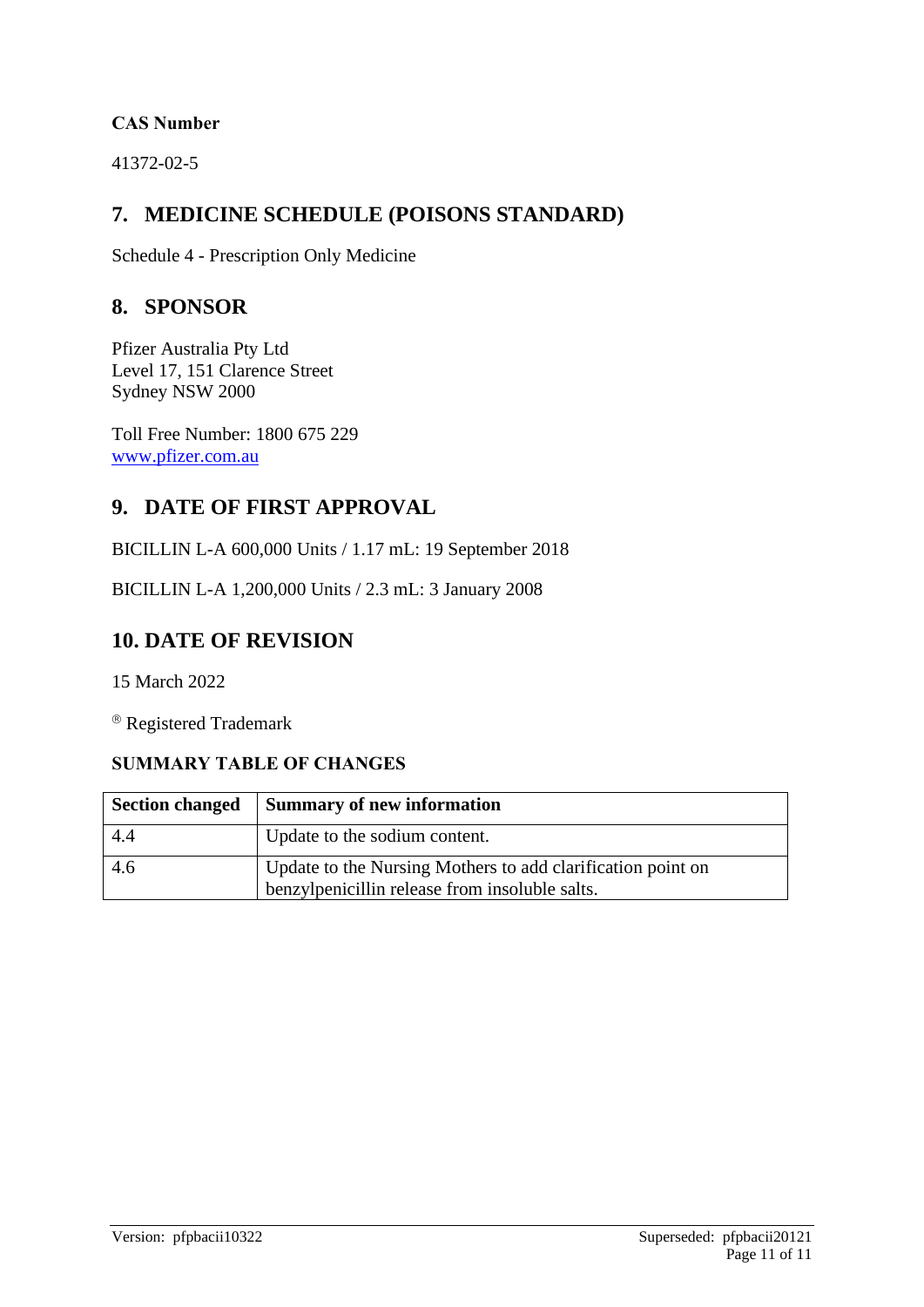**CAS Number**

41372-02-5

## 7. MEDICINE SCHEDULE (POISONS STANDARD)

Schedule 4 - Prescription Only Medicine

## 8. SPONSOR

Pfizer Australia Pty Ltd
Level 17, 151 Clarence Street
Sydney NSW 2000

Toll Free Number: 1800 675 229
www.pfizer.com.au

## 9. DATE OF FIRST APPROVAL

BICILLIN L-A 600,000 Units / 1.17 mL: 19 September 2018

BICILLIN L-A 1,200,000 Units / 2.3 mL: 3 January 2008

## 10. DATE OF REVISION

15 March 2022

® Registered Trademark

**SUMMARY TABLE OF CHANGES**

| Section changed | Summary of new information |
|---|---|
| 4.4 | Update to the sodium content. |
| 4.6 | Update to the Nursing Mothers to add clarification point on benzylpenicillin release from insoluble salts. |